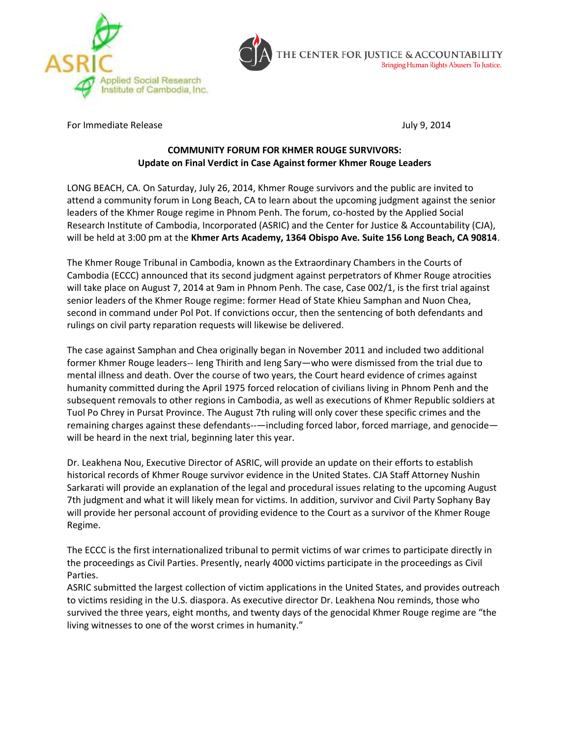ASRIC Applied Social Research Institute of Cambodia, Inc.

THE CENTER FOR JUSTICE & ACCOUNTABILITY
Bringing Human Rights Abusers To Justice.

For Immediate Release July 9, 2014

**COMMUNITY FORUM FOR KHMER ROUGE SURVIVORS:**
**Update on Final Verdict in Case Against former Khmer Rouge Leaders**

LONG BEACH, CA. On Saturday, July 26, 2014, Khmer Rouge survivors and the public are invited to attend a community forum in Long Beach, CA to learn about the upcoming judgment against the senior leaders of the Khmer Rouge regime in Phnom Penh. The forum, co-hosted by the Applied Social Research Institute of Cambodia, Incorporated (ASRIC) and the Center for Justice & Accountability (CJA), will be held at 3:00 pm at the **Khmer Arts Academy, 1364 Obispo Ave. Suite 156 Long Beach, CA 90814**.

The Khmer Rouge Tribunal in Cambodia, known as the Extraordinary Chambers in the Courts of Cambodia (ECCC) announced that its second judgment against perpetrators of Khmer Rouge atrocities will take place on August 7, 2014 at 9am in Phnom Penh. The case, Case 002/1, is the first trial against senior leaders of the Khmer Rouge regime: former Head of State Khieu Samphan and Nuon Chea, second in command under Pol Pot. If convictions occur, then the sentencing of both defendants and rulings on civil party reparation requests will likewise be delivered.

The case against Samphan and Chea originally began in November 2011 and included two additional former Khmer Rouge leaders-- Ieng Thirith and Ieng Sary—who were dismissed from the trial due to mental illness and death. Over the course of two years, the Court heard evidence of crimes against humanity committed during the April 1975 forced relocation of civilians living in Phnom Penh and the subsequent removals to other regions in Cambodia, as well as executions of Khmer Republic soldiers at Tuol Po Chrey in Pursat Province. The August 7th ruling will only cover these specific crimes and the remaining charges against these defendants--—including forced labor, forced marriage, and genocide—will be heard in the next trial, beginning later this year.

Dr. Leakhena Nou, Executive Director of ASRIC, will provide an update on their efforts to establish historical records of Khmer Rouge survivor evidence in the United States. CJA Staff Attorney Nushin Sarkarati will provide an explanation of the legal and procedural issues relating to the upcoming August 7th judgment and what it will likely mean for victims. In addition, survivor and Civil Party Sophany Bay will provide her personal account of providing evidence to the Court as a survivor of the Khmer Rouge Regime.

The ECCC is the first internationalized tribunal to permit victims of war crimes to participate directly in the proceedings as Civil Parties. Presently, nearly 4000 victims participate in the proceedings as Civil Parties.
ASRIC submitted the largest collection of victim applications in the United States, and provides outreach to victims residing in the U.S. diaspora. As executive director Dr. Leakhena Nou reminds, those who survived the three years, eight months, and twenty days of the genocidal Khmer Rouge regime are "the living witnesses to one of the worst crimes in humanity."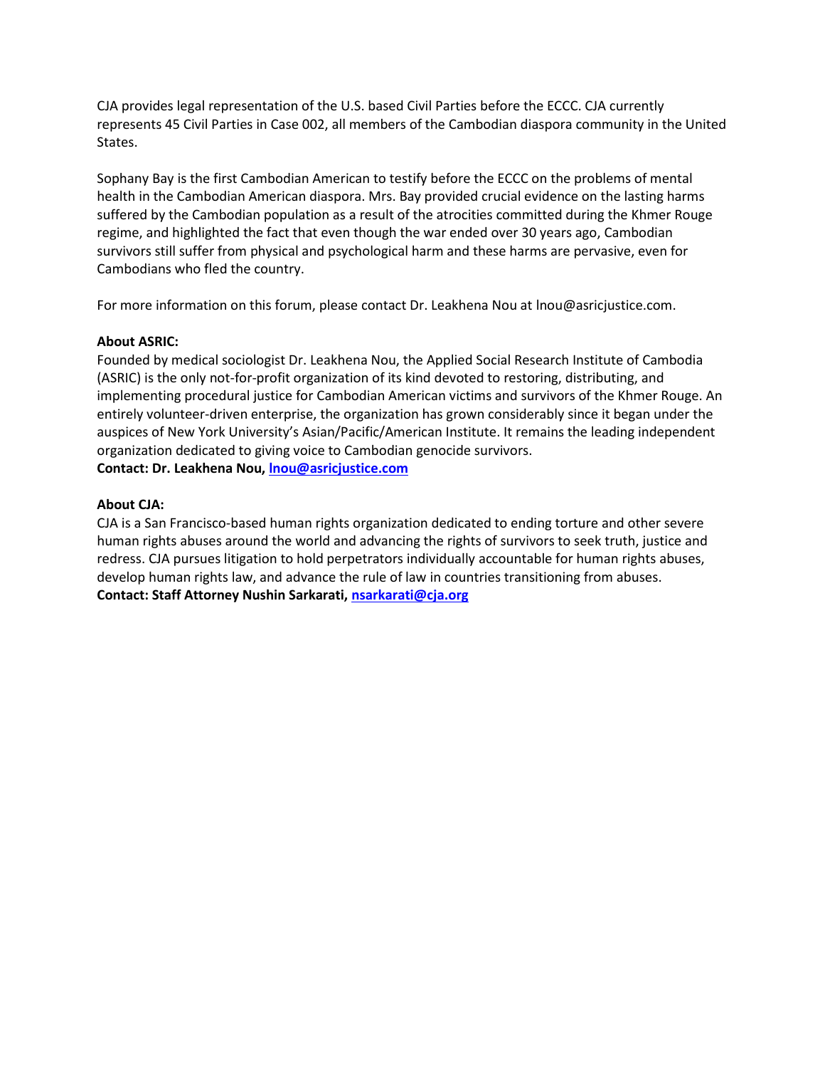CJA provides legal representation of the U.S. based Civil Parties before the ECCC. CJA currently represents 45 Civil Parties in Case 002, all members of the Cambodian diaspora community in the United States.

Sophany Bay is the first Cambodian American to testify before the ECCC on the problems of mental health in the Cambodian American diaspora. Mrs. Bay provided crucial evidence on the lasting harms suffered by the Cambodian population as a result of the atrocities committed during the Khmer Rouge regime, and highlighted the fact that even though the war ended over 30 years ago, Cambodian survivors still suffer from physical and psychological harm and these harms are pervasive, even for Cambodians who fled the country.

For more information on this forum, please contact Dr. Leakhena Nou at lnou@asricjustice.com.

**About ASRIC:**
Founded by medical sociologist Dr. Leakhena Nou, the Applied Social Research Institute of Cambodia (ASRIC) is the only not-for-profit organization of its kind devoted to restoring, distributing, and implementing procedural justice for Cambodian American victims and survivors of the Khmer Rouge. An entirely volunteer-driven enterprise, the organization has grown considerably since it began under the auspices of New York University's Asian/Pacific/American Institute. It remains the leading independent organization dedicated to giving voice to Cambodian genocide survivors.
**Contact: Dr. Leakhena Nou, lnou@asricjustice.com**

**About CJA:**
CJA is a San Francisco-based human rights organization dedicated to ending torture and other severe human rights abuses around the world and advancing the rights of survivors to seek truth, justice and redress. CJA pursues litigation to hold perpetrators individually accountable for human rights abuses, develop human rights law, and advance the rule of law in countries transitioning from abuses.
**Contact: Staff Attorney Nushin Sarkarati, nsarkarati@cja.org**